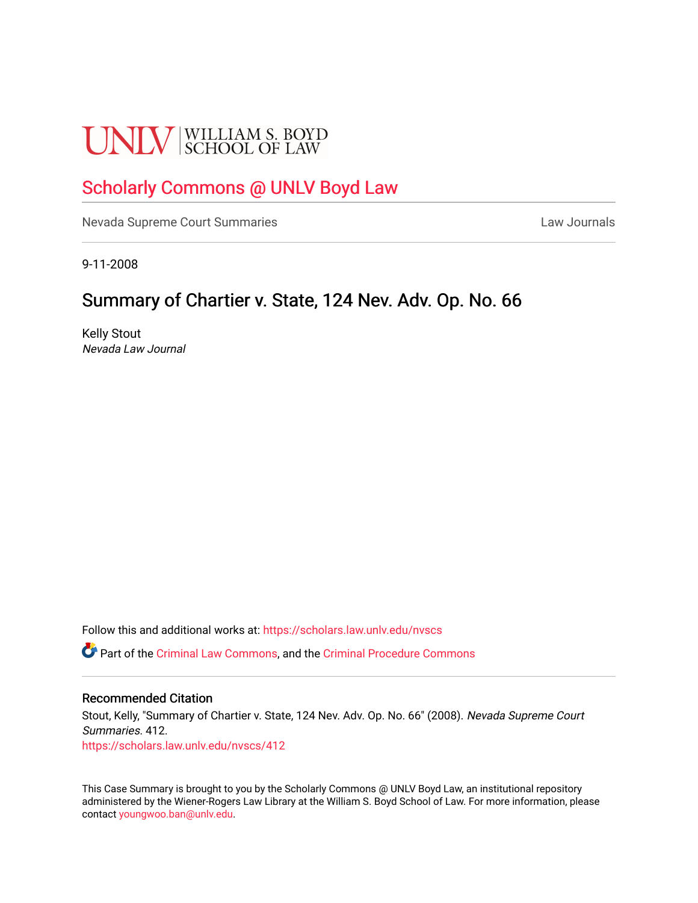UNLV | WILLIAM S. BOYD SCHOOL OF LAW

# Scholarly Commons @ UNLV Boyd Law

Nevada Supreme Court Summaries | Law Journals

9-11-2008

## Summary of Chartier v. State, 124 Nev. Adv. Op. No. 66

Kelly Stout
*Nevada Law Journal*

Follow this and additional works at: https://scholars.law.unlv.edu/nvscs

Part of the Criminal Law Commons, and the Criminal Procedure Commons

### Recommended Citation

Stout, Kelly, "Summary of Chartier v. State, 124 Nev. Adv. Op. No. 66" (2008). *Nevada Supreme Court Summaries*. 412.
https://scholars.law.unlv.edu/nvscs/412

This Case Summary is brought to you by the Scholarly Commons @ UNLV Boyd Law, an institutional repository administered by the Wiener-Rogers Law Library at the William S. Boyd School of Law. For more information, please contact youngwoo.ban@unlv.edu.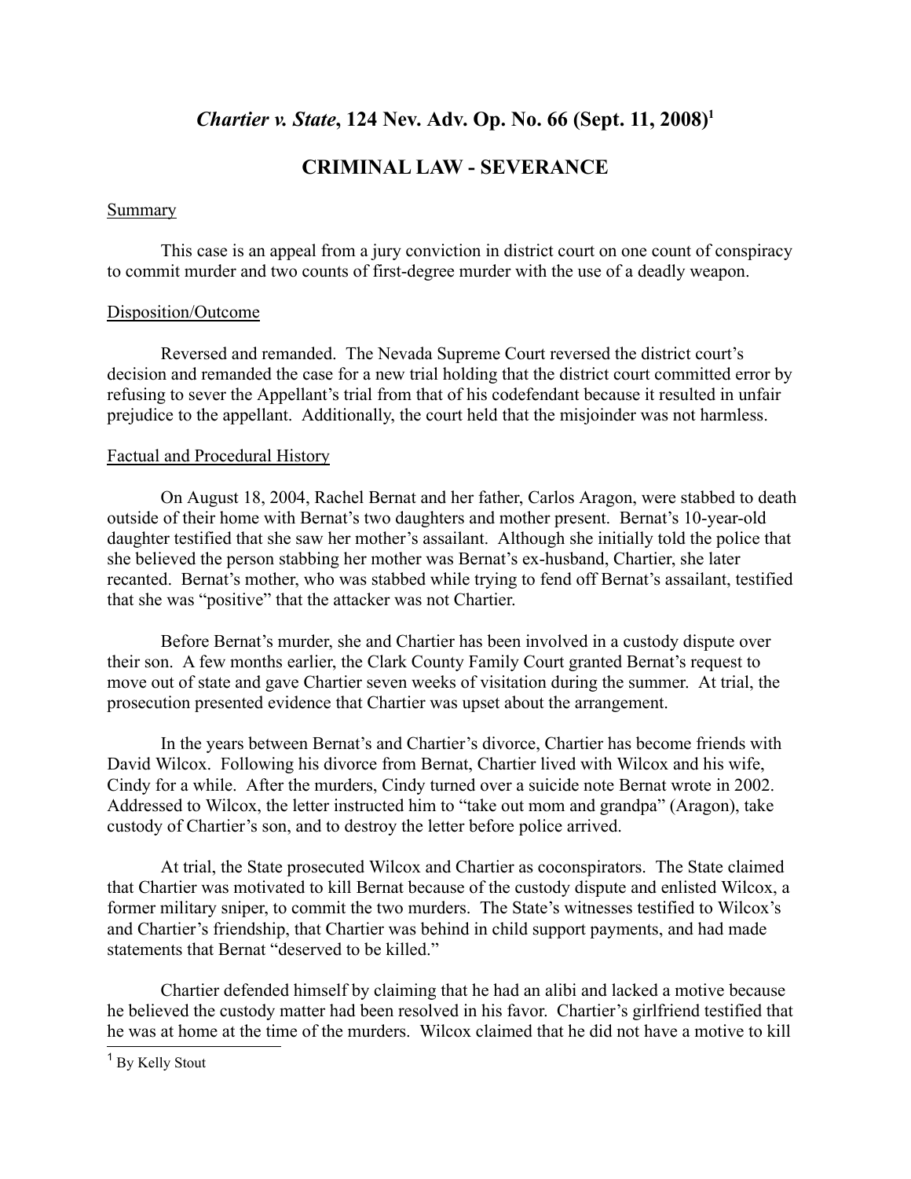# *Chartier v. State*, 124 Nev. Adv. Op. No. 66 (Sept. 11, 2008)[1]

## CRIMINAL LAW - SEVERANCE

Summary

This case is an appeal from a jury conviction in district court on one count of conspiracy to commit murder and two counts of first-degree murder with the use of a deadly weapon.

Disposition/Outcome

Reversed and remanded. The Nevada Supreme Court reversed the district court's decision and remanded the case for a new trial holding that the district court committed error by refusing to sever the Appellant's trial from that of his codefendant because it resulted in unfair prejudice to the appellant. Additionally, the court held that the misjoinder was not harmless.

Factual and Procedural History

On August 18, 2004, Rachel Bernat and her father, Carlos Aragon, were stabbed to death outside of their home with Bernat's two daughters and mother present. Bernat's 10-year-old daughter testified that she saw her mother's assailant. Although she initially told the police that she believed the person stabbing her mother was Bernat's ex-husband, Chartier, she later recanted. Bernat's mother, who was stabbed while trying to fend off Bernat's assailant, testified that she was "positive" that the attacker was not Chartier.

Before Bernat's murder, she and Chartier has been involved in a custody dispute over their son. A few months earlier, the Clark County Family Court granted Bernat's request to move out of state and gave Chartier seven weeks of visitation during the summer. At trial, the prosecution presented evidence that Chartier was upset about the arrangement.

In the years between Bernat's and Chartier's divorce, Chartier has become friends with David Wilcox. Following his divorce from Bernat, Chartier lived with Wilcox and his wife, Cindy for a while. After the murders, Cindy turned over a suicide note Bernat wrote in 2002. Addressed to Wilcox, the letter instructed him to "take out mom and grandpa" (Aragon), take custody of Chartier's son, and to destroy the letter before police arrived.

At trial, the State prosecuted Wilcox and Chartier as coconspirators. The State claimed that Chartier was motivated to kill Bernat because of the custody dispute and enlisted Wilcox, a former military sniper, to commit the two murders. The State's witnesses testified to Wilcox's and Chartier's friendship, that Chartier was behind in child support payments, and had made statements that Bernat "deserved to be killed."

Chartier defended himself by claiming that he had an alibi and lacked a motive because he believed the custody matter had been resolved in his favor. Chartier's girlfriend testified that he was at home at the time of the murders. Wilcox claimed that he did not have a motive to kill

---

[1] By Kelly Stout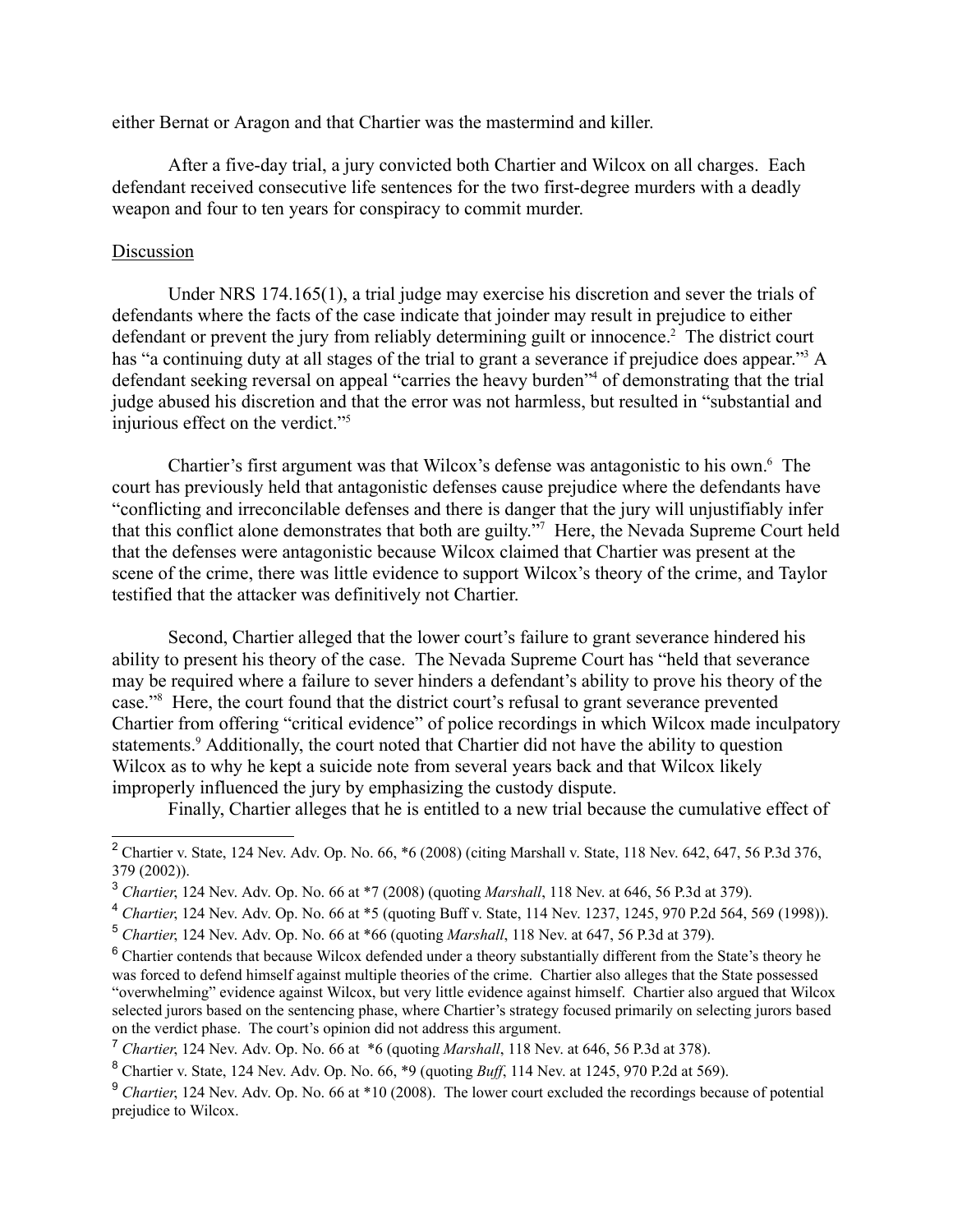either Bernat or Aragon and that Chartier was the mastermind and killer.

After a five-day trial, a jury convicted both Chartier and Wilcox on all charges. Each defendant received consecutive life sentences for the two first-degree murders with a deadly weapon and four to ten years for conspiracy to commit murder.

## Discussion

Under NRS 174.165(1), a trial judge may exercise his discretion and sever the trials of defendants where the facts of the case indicate that joinder may result in prejudice to either defendant or prevent the jury from reliably determining guilt or innocence.[2] The district court has "a continuing duty at all stages of the trial to grant a severance if prejudice does appear."[3] A defendant seeking reversal on appeal "carries the heavy burden"[4] of demonstrating that the trial judge abused his discretion and that the error was not harmless, but resulted in "substantial and injurious effect on the verdict."[5]

Chartier's first argument was that Wilcox's defense was antagonistic to his own.[6] The court has previously held that antagonistic defenses cause prejudice where the defendants have "conflicting and irreconcilable defenses and there is danger that the jury will unjustifiably infer that this conflict alone demonstrates that both are guilty."[7] Here, the Nevada Supreme Court held that the defenses were antagonistic because Wilcox claimed that Chartier was present at the scene of the crime, there was little evidence to support Wilcox's theory of the crime, and Taylor testified that the attacker was definitively not Chartier.

Second, Chartier alleged that the lower court's failure to grant severance hindered his ability to present his theory of the case. The Nevada Supreme Court has "held that severance may be required where a failure to sever hinders a defendant's ability to prove his theory of the case."[8] Here, the court found that the district court's refusal to grant severance prevented Chartier from offering "critical evidence" of police recordings in which Wilcox made inculpatory statements.[9] Additionally, the court noted that Chartier did not have the ability to question Wilcox as to why he kept a suicide note from several years back and that Wilcox likely improperly influenced the jury by emphasizing the custody dispute.

Finally, Chartier alleges that he is entitled to a new trial because the cumulative effect of

---

[2] Chartier v. State, 124 Nev. Adv. Op. No. 66, *6 (2008) (citing Marshall v. State, 118 Nev. 642, 647, 56 P.3d 376, 379 (2002)).

[3] *Chartier*, 124 Nev. Adv. Op. No. 66 at *7 (2008) (quoting *Marshall*, 118 Nev. at 646, 56 P.3d at 379).

[4] *Chartier*, 124 Nev. Adv. Op. No. 66 at *5 (quoting Buff v. State, 114 Nev. 1237, 1245, 970 P.2d 564, 569 (1998)).

[5] *Chartier*, 124 Nev. Adv. Op. No. 66 at *66 (quoting *Marshall*, 118 Nev. at 647, 56 P.3d at 379).

[6] Chartier contends that because Wilcox defended under a theory substantially different from the State's theory he was forced to defend himself against multiple theories of the crime. Chartier also alleges that the State possessed "overwhelming" evidence against Wilcox, but very little evidence against himself. Chartier also argued that Wilcox selected jurors based on the sentencing phase, where Chartier's strategy focused primarily on selecting jurors based on the verdict phase. The court's opinion did not address this argument.

[7] *Chartier*, 124 Nev. Adv. Op. No. 66 at *6 (quoting *Marshall*, 118 Nev. at 646, 56 P.3d at 378).

[8] Chartier v. State, 124 Nev. Adv. Op. No. 66, *9 (quoting *Buff*, 114 Nev. at 1245, 970 P.2d at 569).

[9] *Chartier*, 124 Nev. Adv. Op. No. 66 at *10 (2008). The lower court excluded the recordings because of potential prejudice to Wilcox.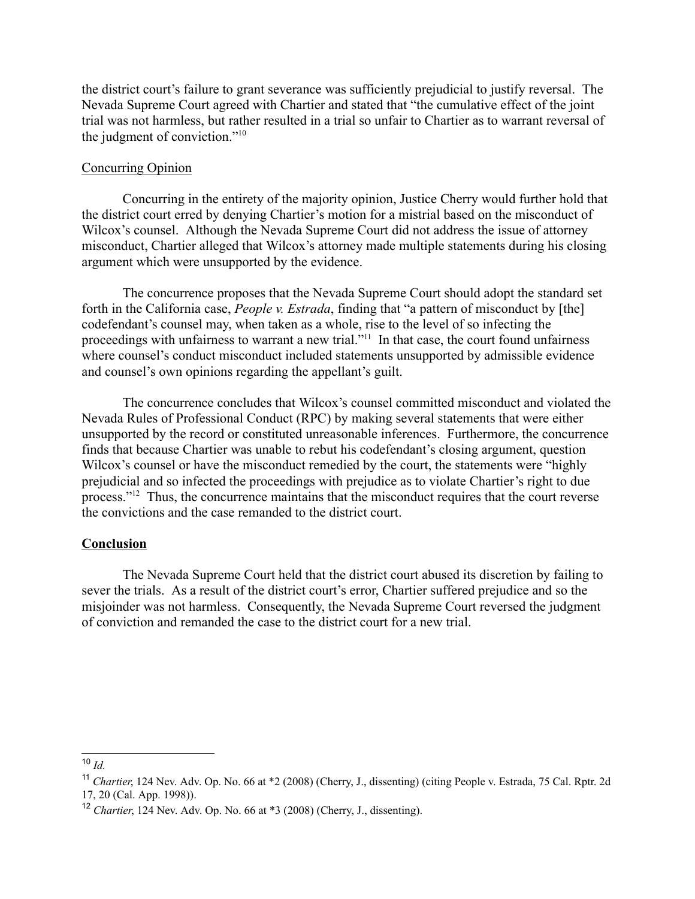the district court's failure to grant severance was sufficiently prejudicial to justify reversal. The Nevada Supreme Court agreed with Chartier and stated that "the cumulative effect of the joint trial was not harmless, but rather resulted in a trial so unfair to Chartier as to warrant reversal of the judgment of conviction."[10]

Concurring Opinion

Concurring in the entirety of the majority opinion, Justice Cherry would further hold that the district court erred by denying Chartier's motion for a mistrial based on the misconduct of Wilcox's counsel. Although the Nevada Supreme Court did not address the issue of attorney misconduct, Chartier alleged that Wilcox's attorney made multiple statements during his closing argument which were unsupported by the evidence.

The concurrence proposes that the Nevada Supreme Court should adopt the standard set forth in the California case, *People v. Estrada*, finding that "a pattern of misconduct by [the] codefendant's counsel may, when taken as a whole, rise to the level of so infecting the proceedings with unfairness to warrant a new trial."[11] In that case, the court found unfairness where counsel's conduct misconduct included statements unsupported by admissible evidence and counsel's own opinions regarding the appellant's guilt.

The concurrence concludes that Wilcox's counsel committed misconduct and violated the Nevada Rules of Professional Conduct (RPC) by making several statements that were either unsupported by the record or constituted unreasonable inferences. Furthermore, the concurrence finds that because Chartier was unable to rebut his codefendant's closing argument, question Wilcox's counsel or have the misconduct remedied by the court, the statements were "highly prejudicial and so infected the proceedings with prejudice as to violate Chartier's right to due process."[12] Thus, the concurrence maintains that the misconduct requires that the court reverse the convictions and the case remanded to the district court.

## Conclusion

The Nevada Supreme Court held that the district court abused its discretion by failing to sever the trials. As a result of the district court's error, Chartier suffered prejudice and so the misjoinder was not harmless. Consequently, the Nevada Supreme Court reversed the judgment of conviction and remanded the case to the district court for a new trial.

---

[10] *Id.*

[11] *Chartier*, 124 Nev. Adv. Op. No. 66 at *2 (2008) (Cherry, J., dissenting) (citing People v. Estrada, 75 Cal. Rptr. 2d 17, 20 (Cal. App. 1998)).

[12] *Chartier*, 124 Nev. Adv. Op. No. 66 at *3 (2008) (Cherry, J., dissenting).